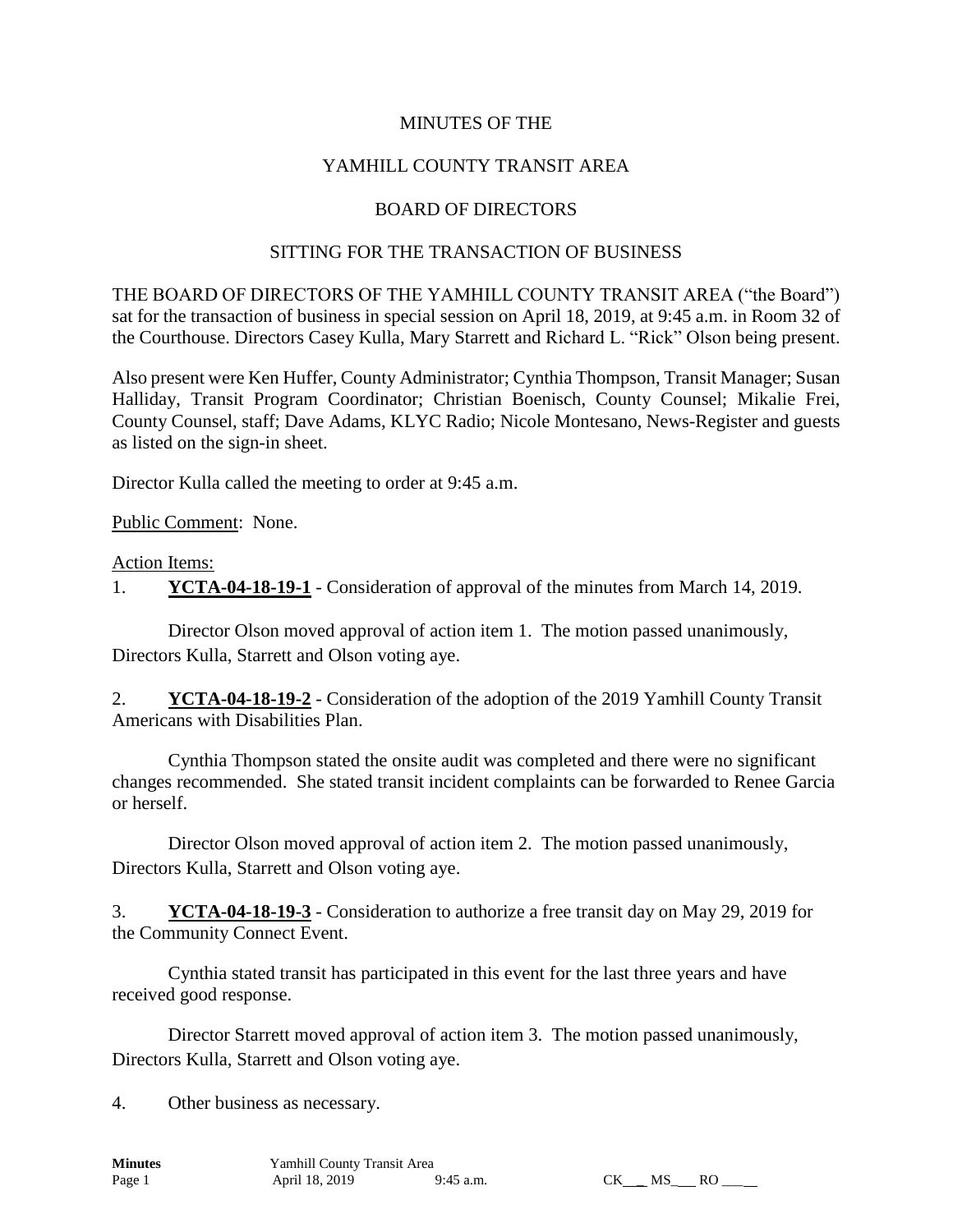MINUTES OF THE

YAMHILL COUNTY TRANSIT AREA

BOARD OF DIRECTORS

SITTING FOR THE TRANSACTION OF BUSINESS

THE BOARD OF DIRECTORS OF THE YAMHILL COUNTY TRANSIT AREA ("the Board") sat for the transaction of business in special session on April 18, 2019, at 9:45 a.m. in Room 32 of the Courthouse. Directors Casey Kulla, Mary Starrett and Richard L. "Rick" Olson being present.

Also present were Ken Huffer, County Administrator; Cynthia Thompson, Transit Manager; Susan Halliday, Transit Program Coordinator; Christian Boenisch, County Counsel; Mikalie Frei, County Counsel, staff; Dave Adams, KLYC Radio; Nicole Montesano, News-Register and guests as listed on the sign-in sheet.

Director Kulla called the meeting to order at 9:45 a.m.

Public Comment: None.

Action Items:

1. **YCTA-04-18-19-1** - Consideration of approval of the minutes from March 14, 2019.

Director Olson moved approval of action item 1. The motion passed unanimously, Directors Kulla, Starrett and Olson voting aye.

2. **YCTA-04-18-19-2** - Consideration of the adoption of the 2019 Yamhill County Transit Americans with Disabilities Plan.

Cynthia Thompson stated the onsite audit was completed and there were no significant changes recommended. She stated transit incident complaints can be forwarded to Renee Garcia or herself.

Director Olson moved approval of action item 2. The motion passed unanimously, Directors Kulla, Starrett and Olson voting aye.

3. **YCTA-04-18-19-3** - Consideration to authorize a free transit day on May 29, 2019 for the Community Connect Event.

Cynthia stated transit has participated in this event for the last three years and have received good response.

Director Starrett moved approval of action item 3. The motion passed unanimously, Directors Kulla, Starrett and Olson voting aye.

4. Other business as necessary.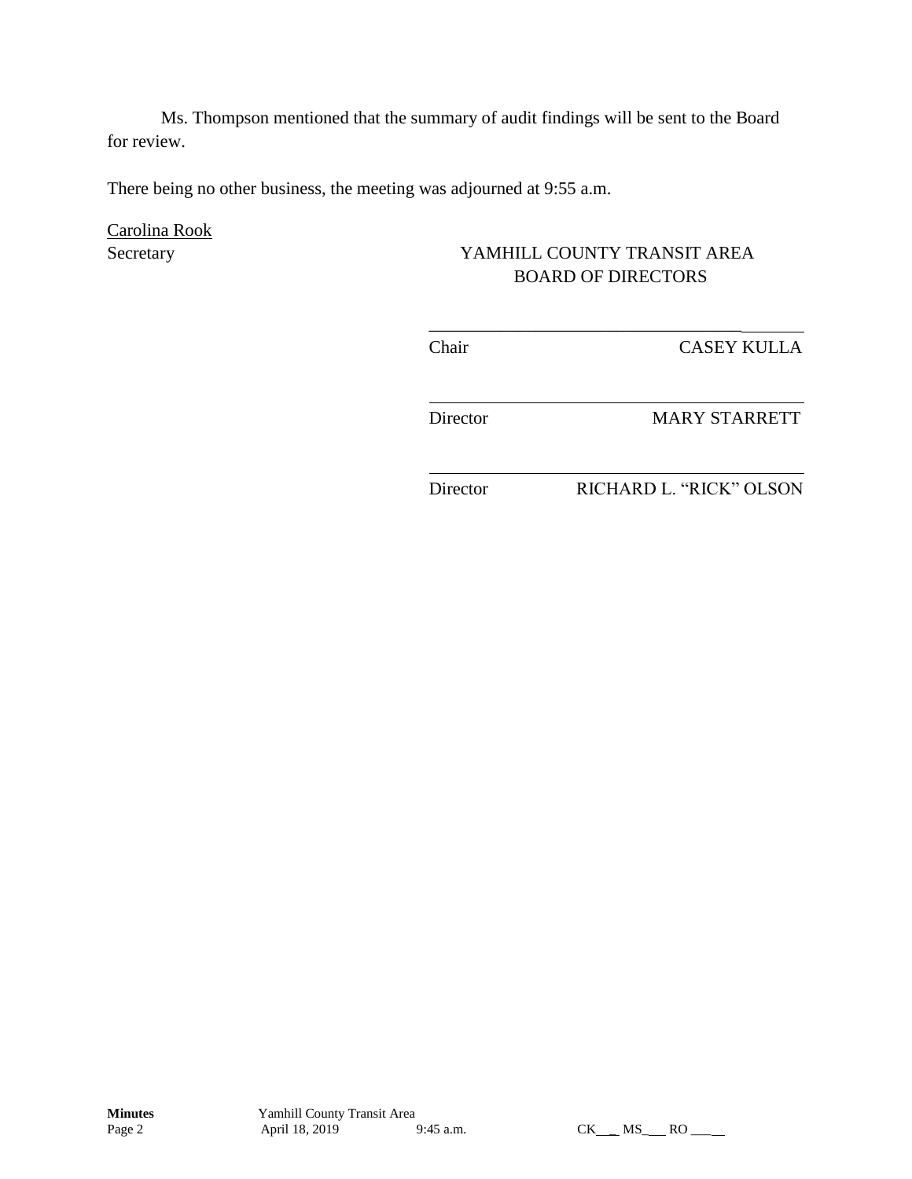Ms. Thompson mentioned that the summary of audit findings will be sent to the Board for review.

There being no other business, the meeting was adjourned at 9:55 a.m.

Carolina Rook
Secretary

YAMHILL COUNTY TRANSIT AREA
BOARD OF DIRECTORS

_______________________________________

Chair CASEY KULLA

_______________________________________

Director MARY STARRETT

_______________________________________

Director RICHARD L. "RICK" OLSON